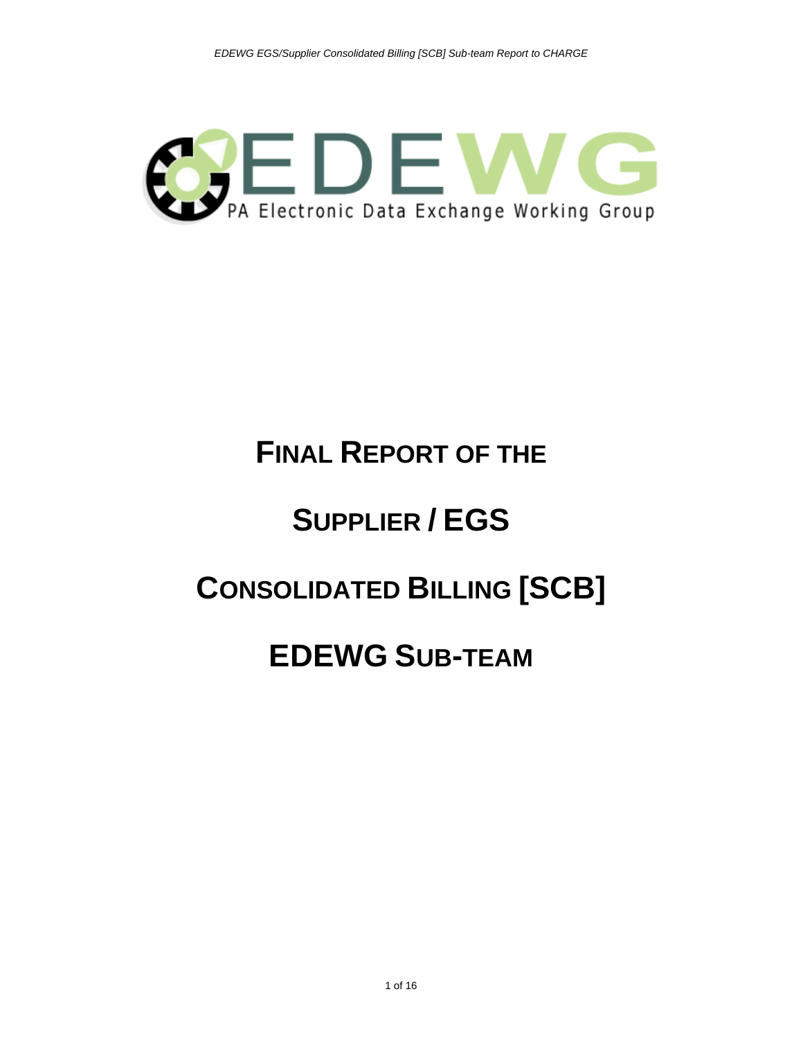EDEWG

PA Electronic Data Exchange Working Group

# Final Report of the

# Supplier / EGS

# Consolidated Billing [SCB]

# EDEWG Sub-team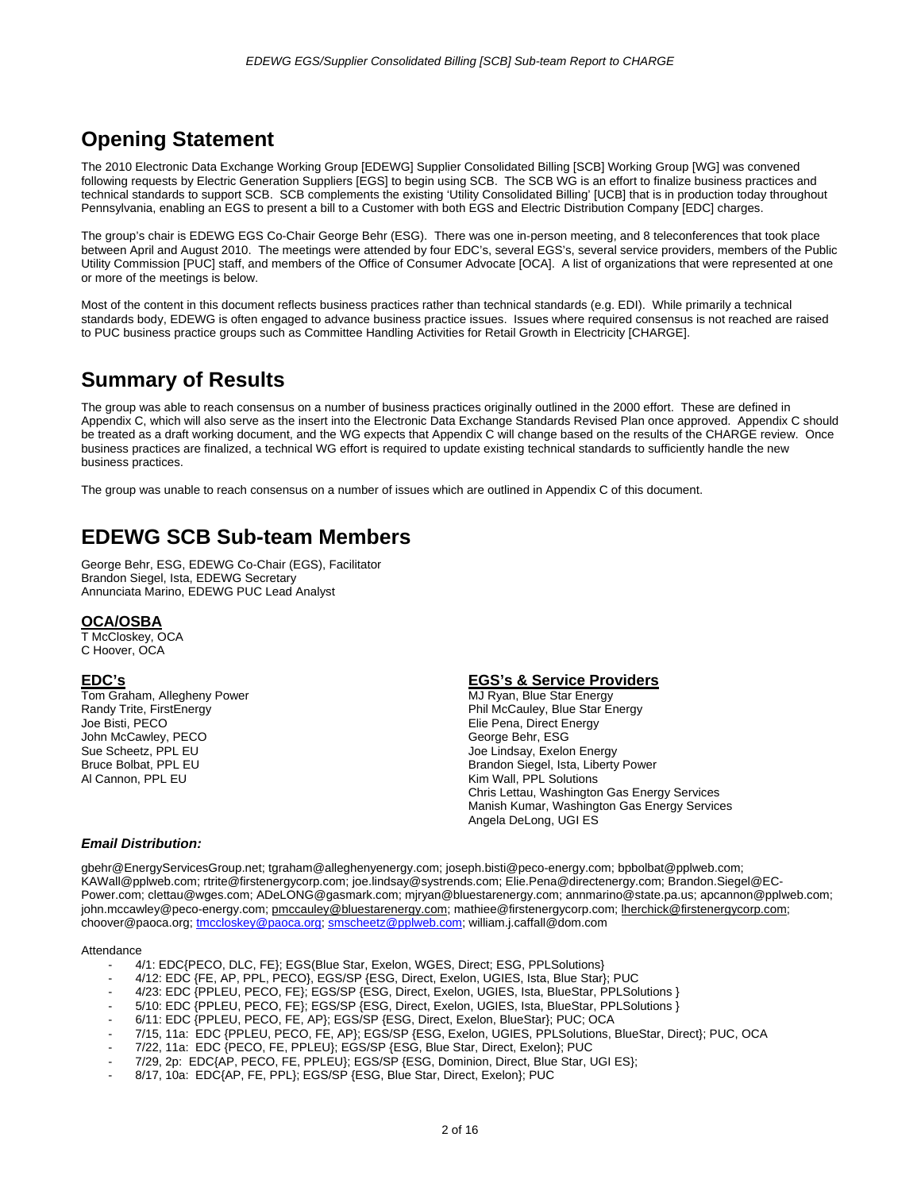# Opening Statement

The 2010 Electronic Data Exchange Working Group [EDEWG] Supplier Consolidated Billing [SCB] Working Group [WG] was convened following requests by Electric Generation Suppliers [EGS] to begin using SCB. The SCB WG is an effort to finalize business practices and technical standards to support SCB. SCB complements the existing 'Utility Consolidated Billing' [UCB] that is in production today throughout Pennsylvania, enabling an EGS to present a bill to a Customer with both EGS and Electric Distribution Company [EDC] charges.

The group's chair is EDEWG EGS Co-Chair George Behr (ESG). There was one in-person meeting, and 8 teleconferences that took place between April and August 2010. The meetings were attended by four EDC's, several EGS's, several service providers, members of the Public Utility Commission [PUC] staff, and members of the Office of Consumer Advocate [OCA]. A list of organizations that were represented at one or more of the meetings is below.

Most of the content in this document reflects business practices rather than technical standards (e.g. EDI). While primarily a technical standards body, EDEWG is often engaged to advance business practice issues. Issues where required consensus is not reached are raised to PUC business practice groups such as Committee Handling Activities for Retail Growth in Electricity [CHARGE].

# Summary of Results

The group was able to reach consensus on a number of business practices originally outlined in the 2000 effort. These are defined in Appendix C, which will also serve as the insert into the Electronic Data Exchange Standards Revised Plan once approved. Appendix C should be treated as a draft working document, and the WG expects that Appendix C will change based on the results of the CHARGE review. Once business practices are finalized, a technical WG effort is required to update existing technical standards to sufficiently handle the new business practices.

The group was unable to reach consensus on a number of issues which are outlined in Appendix C of this document.

# EDEWG SCB Sub-team Members

George Behr, ESG, EDEWG Co-Chair (EGS), Facilitator
Brandon Siegel, Ista, EDEWG Secretary
Annunciata Marino, EDEWG PUC Lead Analyst

### OCA/OSBA

T McCloskey, OCA
C Hoover, OCA

### EDC's

Tom Graham, Allegheny Power
Randy Trite, FirstEnergy
Joe Bisti, PECO
John McCawley, PECO
Sue Scheetz, PPL EU
Bruce Bolbat, PPL EU
Al Cannon, PPL EU

### EGS's & Service Providers

MJ Ryan, Blue Star Energy
Phil McCauley, Blue Star Energy
Elie Pena, Direct Energy
George Behr, ESG
Joe Lindsay, Exelon Energy
Brandon Siegel, Ista, Liberty Power
Kim Wall, PPL Solutions
Chris Lettau, Washington Gas Energy Services
Manish Kumar, Washington Gas Energy Services
Angela DeLong, UGI ES

### *Email Distribution:*

gbehr@EnergyServicesGroup.net; tgraham@alleghenyenergy.com; joseph.bisti@peco-energy.com; bpbolbat@pplweb.com; KAWall@pplweb.com; rtrite@firstenergycorp.com; joe.lindsay@systrends.com; Elie.Pena@directenergy.com; Brandon.Siegel@EC-Power.com; clettau@wges.com; ADeLONG@gasmark.com; mjryan@bluestarenergy.com; annmarino@state.pa.us; apcannon@pplweb.com; john.mccawley@peco-energy.com; pmccauley@bluestarenergy.com; mathiee@firstenergycorp.com; lherchick@firstenergycorp.com; choover@paoca.org; tmccloskey@paoca.org; smscheetz@pplweb.com; william.j.caffall@dom.com

Attendance

- 4/1: EDC{PECO, DLC, FE}; EGS(Blue Star, Exelon, WGES, Direct; ESG, PPLSolutions}
- 4/12: EDC {FE, AP, PPL, PECO}, EGS/SP {ESG, Direct, Exelon, UGIES, Ista, Blue Star}; PUC
- 4/23: EDC {PPLEU, PECO, FE}; EGS/SP {ESG, Direct, Exelon, UGIES, Ista, BlueStar, PPLSolutions }
- 5/10: EDC {PPLEU, PECO, FE}; EGS/SP {ESG, Direct, Exelon, UGIES, Ista, BlueStar, PPLSolutions }
- 6/11: EDC {PPLEU, PECO, FE, AP}; EGS/SP {ESG, Direct, Exelon, BlueStar}; PUC; OCA
- 7/15, 11a: EDC {PPLEU, PECO, FE, AP}; EGS/SP {ESG, Exelon, UGIES, PPLSolutions, BlueStar, Direct}; PUC, OCA
- 7/22, 11a: EDC {PECO, FE, PPLEU}; EGS/SP {ESG, Blue Star, Direct, Exelon}; PUC
- 7/29, 2p: EDC{AP, PECO, FE, PPLEU}; EGS/SP {ESG, Dominion, Direct, Blue Star, UGI ES};
- 8/17, 10a: EDC{AP, FE, PPL}; EGS/SP {ESG, Blue Star, Direct, Exelon}; PUC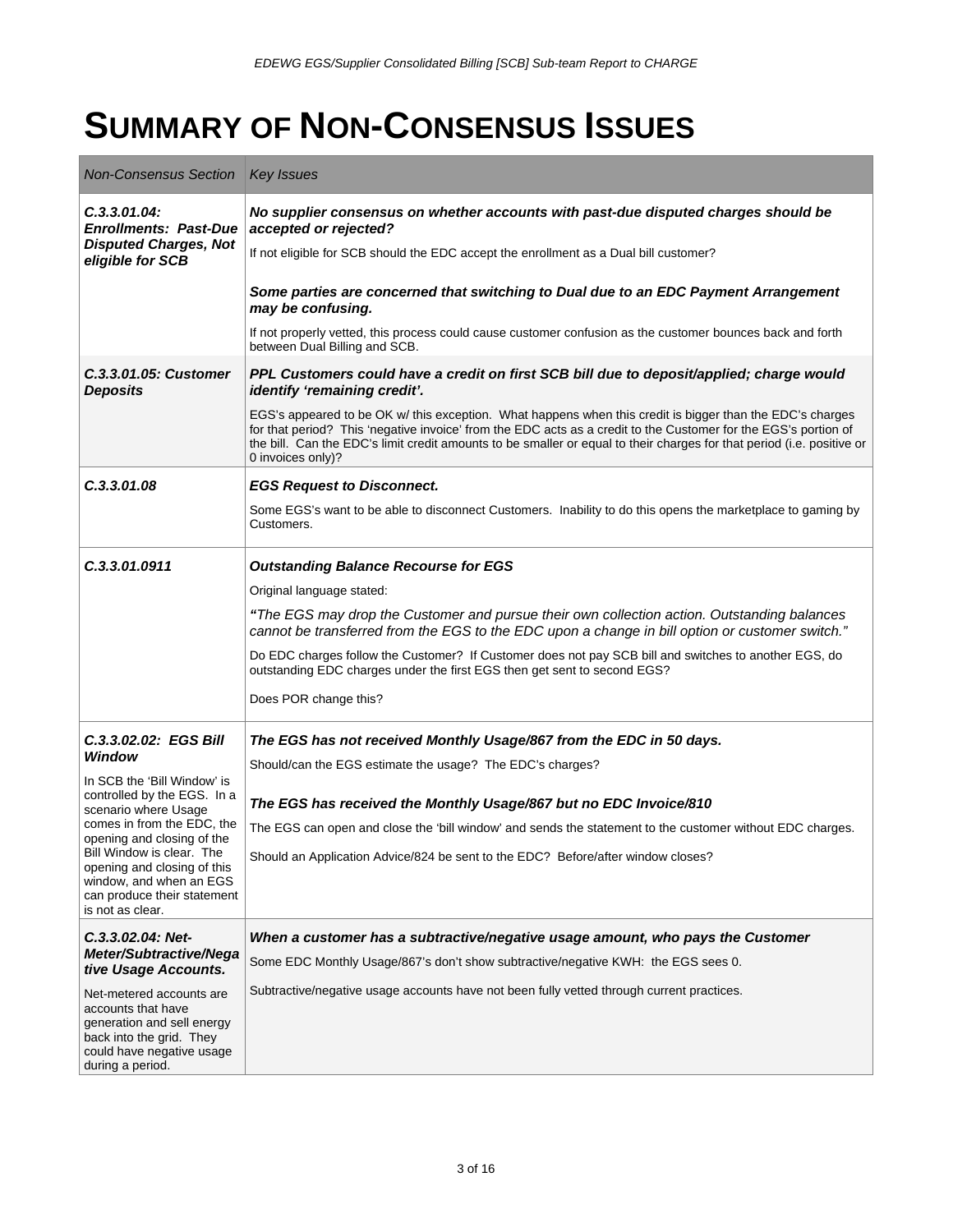# SUMMARY OF NON-CONSENSUS ISSUES

| *Non-Consensus Section* | *Key Issues* |
|---|---|
| ***C.3.3.01.04: Enrollments: Past-Due Disputed Charges, Not eligible for SCB*** | ***No supplier consensus on whether accounts with past-due disputed charges should be accepted or rejected?*** <br> If not eligible for SCB should the EDC accept the enrollment as a Dual bill customer? <br><br> ***Some parties are concerned that switching to Dual due to an EDC Payment Arrangement may be confusing.*** <br> If not properly vetted, this process could cause customer confusion as the customer bounces back and forth between Dual Billing and SCB. |
| ***C.3.3.01.05: Customer Deposits*** | ***PPL Customers could have a credit on first SCB bill due to deposit/applied; charge would identify 'remaining credit'.*** <br> EGS's appeared to be OK w/ this exception. What happens when this credit is bigger than the EDC's charges for that period? This 'negative invoice' from the EDC acts as a credit to the Customer for the EGS's portion of the bill. Can the EDC's limit credit amounts to be smaller or equal to their charges for that period (i.e. positive or 0 invoices only)? |
| ***C.3.3.01.08*** | ***EGS Request to Disconnect.*** <br> Some EGS's want to be able to disconnect Customers. Inability to do this opens the marketplace to gaming by Customers. |
| ***C.3.3.01.0911*** | ***Outstanding Balance Recourse for EGS*** <br> Original language stated: <br> ***"****The EGS may drop the Customer and pursue their own collection action. Outstanding balances cannot be transferred from the EGS to the EDC upon a change in bill option or customer switch."* <br> Do EDC charges follow the Customer? If Customer does not pay SCB bill and switches to another EGS, do outstanding EDC charges under the first EGS then get sent to second EGS? <br><br> Does POR change this? |
| ***C.3.3.02.02: EGS Bill Window*** <br> In SCB the 'Bill Window' is controlled by the EGS. In a scenario where Usage comes in from the EDC, the opening and closing of the Bill Window is clear. The opening and closing of this window, and when an EGS can produce their statement is not as clear. | ***The EGS has not received Monthly Usage/867 from the EDC in 50 days.*** <br> Should/can the EGS estimate the usage? The EDC's charges? <br><br> ***The EGS has received the Monthly Usage/867 but no EDC Invoice/810*** <br> The EGS can open and close the 'bill window' and sends the statement to the customer without EDC charges. <br> Should an Application Advice/824 be sent to the EDC? Before/after window closes? |
| ***C.3.3.02.04: Net-Meter/Subtractive/Negative Usage Accounts.*** <br> Net-metered accounts are accounts that have generation and sell energy back into the grid. They could have negative usage during a period. | ***When a customer has a subtractive/negative usage amount, who pays the Customer*** <br> Some EDC Monthly Usage/867's don't show subtractive/negative KWH: the EGS sees 0. <br> Subtractive/negative usage accounts have not been fully vetted through current practices. |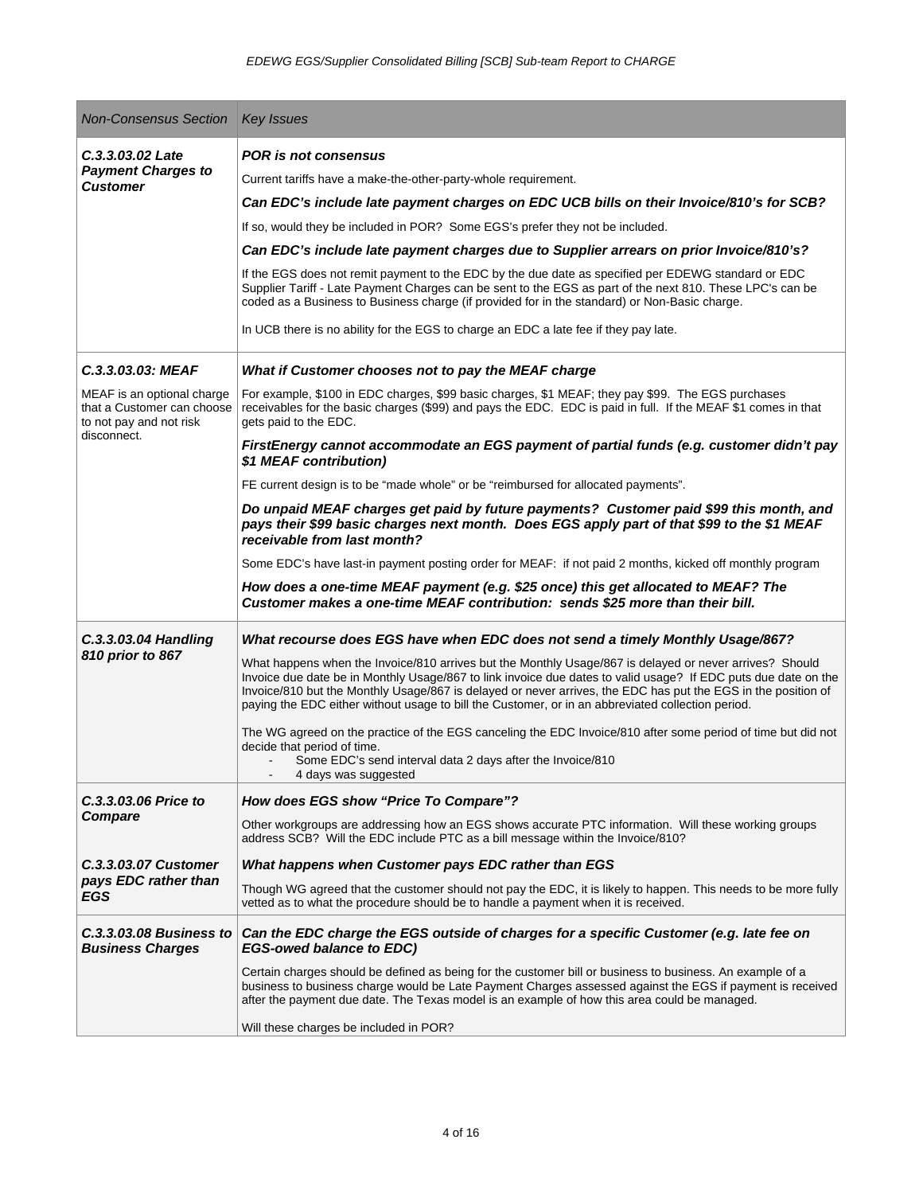| *Non-Consensus Section* | *Key Issues* |
|---|---|
| ***C.3.3.03.02 Late Payment Charges to Customer*** | ***POR is not consensus*** <br> Current tariffs have a make-the-other-party-whole requirement. <br> ***Can EDC's include late payment charges on EDC UCB bills on their Invoice/810's for SCB?*** <br> If so, would they be included in POR? Some EGS's prefer they not be included. <br> ***Can EDC's include late payment charges due to Supplier arrears on prior Invoice/810's?*** <br> If the EGS does not remit payment to the EDC by the due date as specified per EDEWG standard or EDC Supplier Tariff - Late Payment Charges can be sent to the EGS as part of the next 810. These LPC's can be coded as a Business to Business charge (if provided for in the standard) or Non-Basic charge. <br> In UCB there is no ability for the EGS to charge an EDC a late fee if they pay late. |
| ***C.3.3.03.03: MEAF*** <br> MEAF is an optional charge that a Customer can choose to not pay and not risk disconnect. | ***What if Customer chooses not to pay the MEAF charge*** <br> For example, $100 in EDC charges, $99 basic charges, $1 MEAF; they pay $99. The EGS purchases receivables for the basic charges ($99) and pays the EDC. EDC is paid in full. If the MEAF $1 comes in that gets paid to the EDC. <br> ***FirstEnergy cannot accommodate an EGS payment of partial funds (e.g. customer didn't pay $1 MEAF contribution)*** <br> FE current design is to be "made whole" or be "reimbursed for allocated payments". <br> ***Do unpaid MEAF charges get paid by future payments? Customer paid $99 this month, and pays their $99 basic charges next month. Does EGS apply part of that $99 to the $1 MEAF receivable from last month?*** <br> Some EDC's have last-in payment posting order for MEAF: if not paid 2 months, kicked off monthly program <br> ***How does a one-time MEAF payment (e.g. $25 once) this get allocated to MEAF? The Customer makes a one-time MEAF contribution: sends $25 more than their bill.*** |
| ***C.3.3.03.04 Handling 810 prior to 867*** | ***What recourse does EGS have when EDC does not send a timely Monthly Usage/867?*** <br> What happens when the Invoice/810 arrives but the Monthly Usage/867 is delayed or never arrives? Should Invoice due date be in Monthly Usage/867 to link invoice due dates to valid usage? If EDC puts due date on the Invoice/810 but the Monthly Usage/867 is delayed or never arrives, the EDC has put the EGS in the position of paying the EDC either without usage to bill the Customer, or in an abbreviated collection period. <br> The WG agreed on the practice of the EGS canceling the EDC Invoice/810 after some period of time but did not decide that period of time. <br> - Some EDC's send interval data 2 days after the Invoice/810 <br> - 4 days was suggested |
| ***C.3.3.03.06 Price to Compare*** | ***How does EGS show "Price To Compare"?*** <br> Other workgroups are addressing how an EGS shows accurate PTC information. Will these working groups address SCB? Will the EDC include PTC as a bill message within the Invoice/810? |
| ***C.3.3.03.07 Customer pays EDC rather than EGS*** | ***What happens when Customer pays EDC rather than EGS*** <br> Though WG agreed that the customer should not pay the EDC, it is likely to happen. This needs to be more fully vetted as to what the procedure should be to handle a payment when it is received. |
| ***C.3.3.03.08 Business to Business Charges*** | ***Can the EDC charge the EGS outside of charges for a specific Customer (e.g. late fee on EGS-owed balance to EDC)*** <br> Certain charges should be defined as being for the customer bill or business to business. An example of a business to business charge would be Late Payment Charges assessed against the EGS if payment is received after the payment due date. The Texas model is an example of how this area could be managed. <br> Will these charges be included in POR? |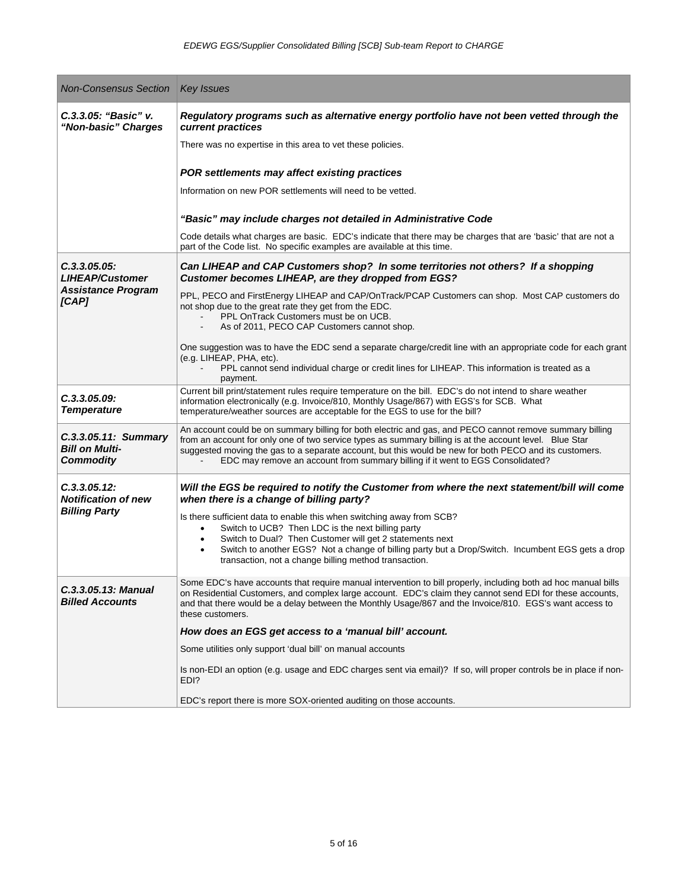| *Non-Consensus Section* | *Key Issues* |
| --- | --- |
| ***C.3.3.05: "Basic" v. "Non-basic" Charges*** | ***Regulatory programs such as alternative energy portfolio have not been vetted through the current practices***<br>There was no expertise in this area to vet these policies.<br><br>***POR settlements may affect existing practices***<br>Information on new POR settlements will need to be vetted.<br><br>***"Basic" may include charges not detailed in Administrative Code***<br>Code details what charges are basic. EDC's indicate that there may be charges that are 'basic' that are not a part of the Code list. No specific examples are available at this time. |
| ***C.3.3.05.05: LIHEAP/Customer Assistance Program [CAP]*** | ***Can LIHEAP and CAP Customers shop? In some territories not others? If a shopping Customer becomes LIHEAP, are they dropped from EGS?***<br>PPL, PECO and FirstEnergy LIHEAP and CAP/OnTrack/PCAP Customers can shop. Most CAP customers do not shop due to the great rate they get from the EDC.<br>- PPL OnTrack Customers must be on UCB.<br>- As of 2011, PECO CAP Customers cannot shop.<br><br>One suggestion was to have the EDC send a separate charge/credit line with an appropriate code for each grant (e.g. LIHEAP, PHA, etc).<br>- PPL cannot send individual charge or credit lines for LIHEAP. This information is treated as a payment. |
| ***C.3.3.05.09: Temperature*** | Current bill print/statement rules require temperature on the bill. EDC's do not intend to share weather information electronically (e.g. Invoice/810, Monthly Usage/867) with EGS's for SCB. What temperature/weather sources are acceptable for the EGS to use for the bill? |
| ***C.3.3.05.11: Summary Bill on Multi-Commodity*** | An account could be on summary billing for both electric and gas, and PECO cannot remove summary billing from an account for only one of two service types as summary billing is at the account level. Blue Star suggested moving the gas to a separate account, but this would be new for both PECO and its customers.<br>- EDC may remove an account from summary billing if it went to EGS Consolidated? |
| ***C.3.3.05.12: Notification of new Billing Party*** | ***Will the EGS be required to notify the Customer from where the next statement/bill will come when there is a change of billing party?***<br>Is there sufficient data to enable this when switching away from SCB?<br>• Switch to UCB? Then LDC is the next billing party<br>• Switch to Dual? Then Customer will get 2 statements next<br>• Switch to another EGS? Not a change of billing party but a Drop/Switch. Incumbent EGS gets a drop transaction, not a change billing method transaction. |
| ***C.3.3.05.13: Manual Billed Accounts*** | Some EDC's have accounts that require manual intervention to bill properly, including both ad hoc manual bills on Residential Customers, and complex large account. EDC's claim they cannot send EDI for these accounts, and that there would be a delay between the Monthly Usage/867 and the Invoice/810. EGS's want access to these customers.<br>***How does an EGS get access to a 'manual bill' account.***<br>Some utilities only support 'dual bill' on manual accounts<br><br>Is non-EDI an option (e.g. usage and EDC charges sent via email)? If so, will proper controls be in place if non-EDI?<br><br>EDC's report there is more SOX-oriented auditing on those accounts. |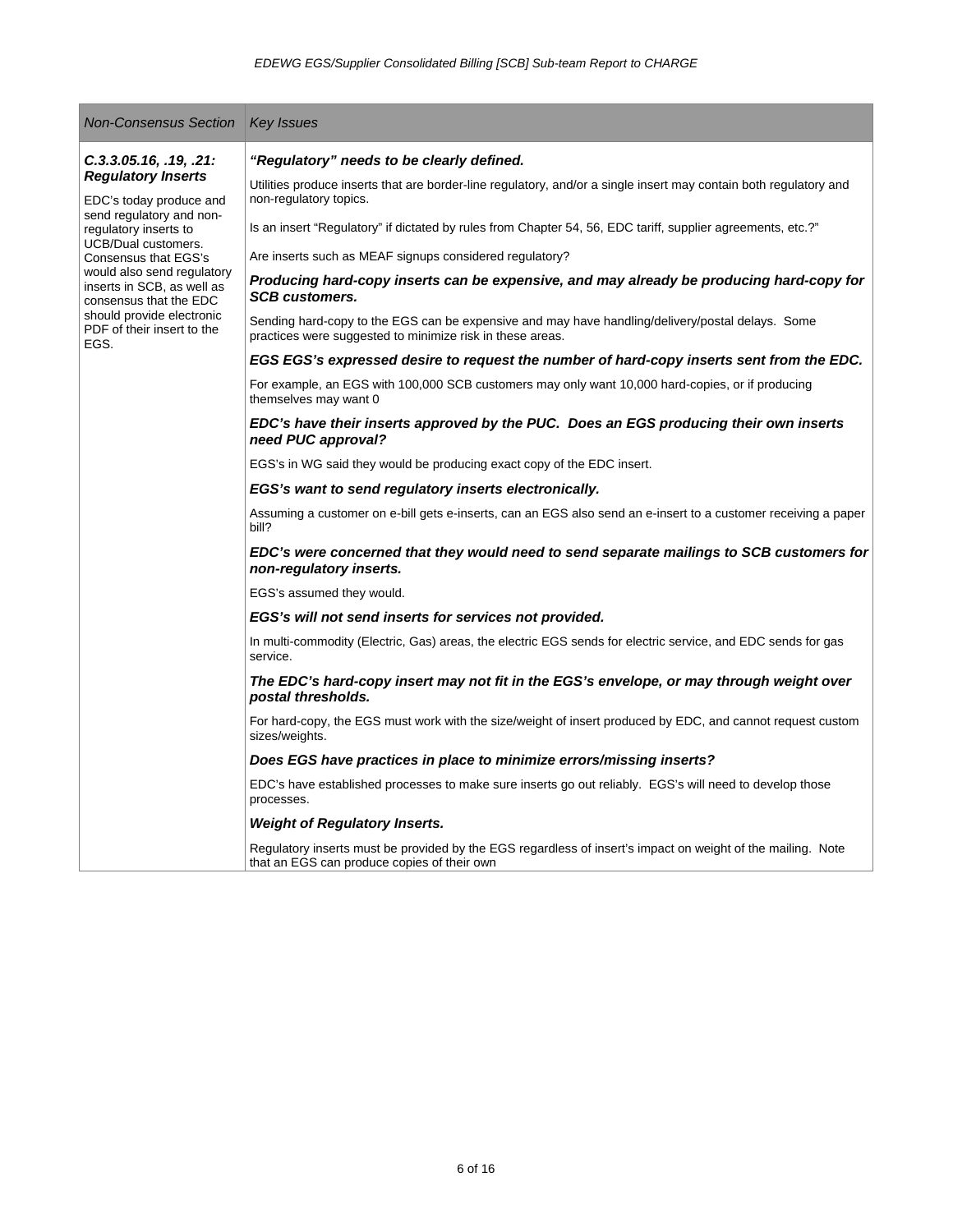| *Non-Consensus Section* | *Key Issues* |
|---|---|
| ***C.3.3.05.16, .19, .21: Regulatory Inserts***<br><br>EDC's today produce and send regulatory and non-regulatory inserts to UCB/Dual customers. Consensus that EGS's would also send regulatory inserts in SCB, as well as consensus that the EDC should provide electronic PDF of their insert to the EGS. | ***"Regulatory" needs to be clearly defined.***<br><br>Utilities produce inserts that are border-line regulatory, and/or a single insert may contain both regulatory and non-regulatory topics.<br><br>Is an insert "Regulatory" if dictated by rules from Chapter 54, 56, EDC tariff, supplier agreements, etc.?"<br><br>Are inserts such as MEAF signups considered regulatory?<br><br>***Producing hard-copy inserts can be expensive, and may already be producing hard-copy for SCB customers.***<br><br>Sending hard-copy to the EGS can be expensive and may have handling/delivery/postal delays. Some practices were suggested to minimize risk in these areas.<br><br>***EGS EGS's expressed desire to request the number of hard-copy inserts sent from the EDC.***<br><br>For example, an EGS with 100,000 SCB customers may only want 10,000 hard-copies, or if producing themselves may want 0<br><br>***EDC's have their inserts approved by the PUC. Does an EGS producing their own inserts need PUC approval?***<br><br>EGS's in WG said they would be producing exact copy of the EDC insert.<br><br>***EGS's want to send regulatory inserts electronically.***<br><br>Assuming a customer on e-bill gets e-inserts, can an EGS also send an e-insert to a customer receiving a paper bill?<br><br>***EDC's were concerned that they would need to send separate mailings to SCB customers for non-regulatory inserts.***<br><br>EGS's assumed they would.<br><br>***EGS's will not send inserts for services not provided.***<br><br>In multi-commodity (Electric, Gas) areas, the electric EGS sends for electric service, and EDC sends for gas service.<br><br>***The EDC's hard-copy insert may not fit in the EGS's envelope, or may through weight over postal thresholds.***<br><br>For hard-copy, the EGS must work with the size/weight of insert produced by EDC, and cannot request custom sizes/weights.<br><br>***Does EGS have practices in place to minimize errors/missing inserts?***<br><br>EDC's have established processes to make sure inserts go out reliably. EGS's will need to develop those processes.<br><br>***Weight of Regulatory Inserts.***<br><br>Regulatory inserts must be provided by the EGS regardless of insert's impact on weight of the mailing. Note that an EGS can produce copies of their own |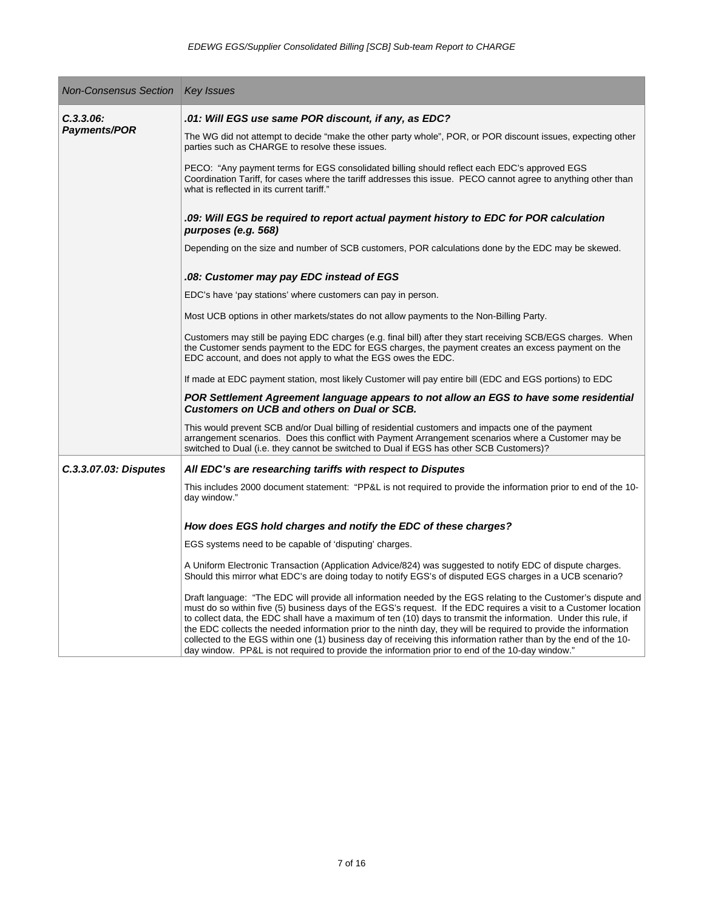| Non-Consensus Section | Key Issues |
|---|---|
| ***C.3.3.06: Payments/POR*** | ***.01: Will EGS use same POR discount, if any, as EDC?***<br><br>The WG did not attempt to decide "make the other party whole", POR, or POR discount issues, expecting other parties such as CHARGE to resolve these issues.<br><br>PECO: "Any payment terms for EGS consolidated billing should reflect each EDC's approved EGS Coordination Tariff, for cases where the tariff addresses this issue. PECO cannot agree to anything other than what is reflected in its current tariff."<br><br>***.09: Will EGS be required to report actual payment history to EDC for POR calculation purposes (e.g. 568)***<br><br>Depending on the size and number of SCB customers, POR calculations done by the EDC may be skewed.<br><br>***.08: Customer may pay EDC instead of EGS***<br><br>EDC's have 'pay stations' where customers can pay in person.<br><br>Most UCB options in other markets/states do not allow payments to the Non-Billing Party.<br><br>Customers may still be paying EDC charges (e.g. final bill) after they start receiving SCB/EGS charges. When the Customer sends payment to the EDC for EGS charges, the payment creates an excess payment on the EDC account, and does not apply to what the EGS owes the EDC.<br><br>If made at EDC payment station, most likely Customer will pay entire bill (EDC and EGS portions) to EDC<br><br>***POR Settlement Agreement language appears to not allow an EGS to have some residential Customers on UCB and others on Dual or SCB.***<br><br>This would prevent SCB and/or Dual billing of residential customers and impacts one of the payment arrangement scenarios. Does this conflict with Payment Arrangement scenarios where a Customer may be switched to Dual (i.e. they cannot be switched to Dual if EGS has other SCB Customers)? |
| ***C.3.3.07.03: Disputes*** | ***All EDC's are researching tariffs with respect to Disputes***<br><br>This includes 2000 document statement: "PP&L is not required to provide the information prior to end of the 10-day window."<br><br>***How does EGS hold charges and notify the EDC of these charges?***<br><br>EGS systems need to be capable of 'disputing' charges.<br><br>A Uniform Electronic Transaction (Application Advice/824) was suggested to notify EDC of dispute charges. Should this mirror what EDC's are doing today to notify EGS's of disputed EGS charges in a UCB scenario?<br><br>Draft language: "The EDC will provide all information needed by the EGS relating to the Customer's dispute and must do so within five (5) business days of the EGS's request. If the EDC requires a visit to a Customer location to collect data, the EDC shall have a maximum of ten (10) days to transmit the information. Under this rule, if the EDC collects the needed information prior to the ninth day, they will be required to provide the information collected to the EGS within one (1) business day of receiving this information rather than by the end of the 10-day window. PP&L is not required to provide the information prior to end of the 10-day window." |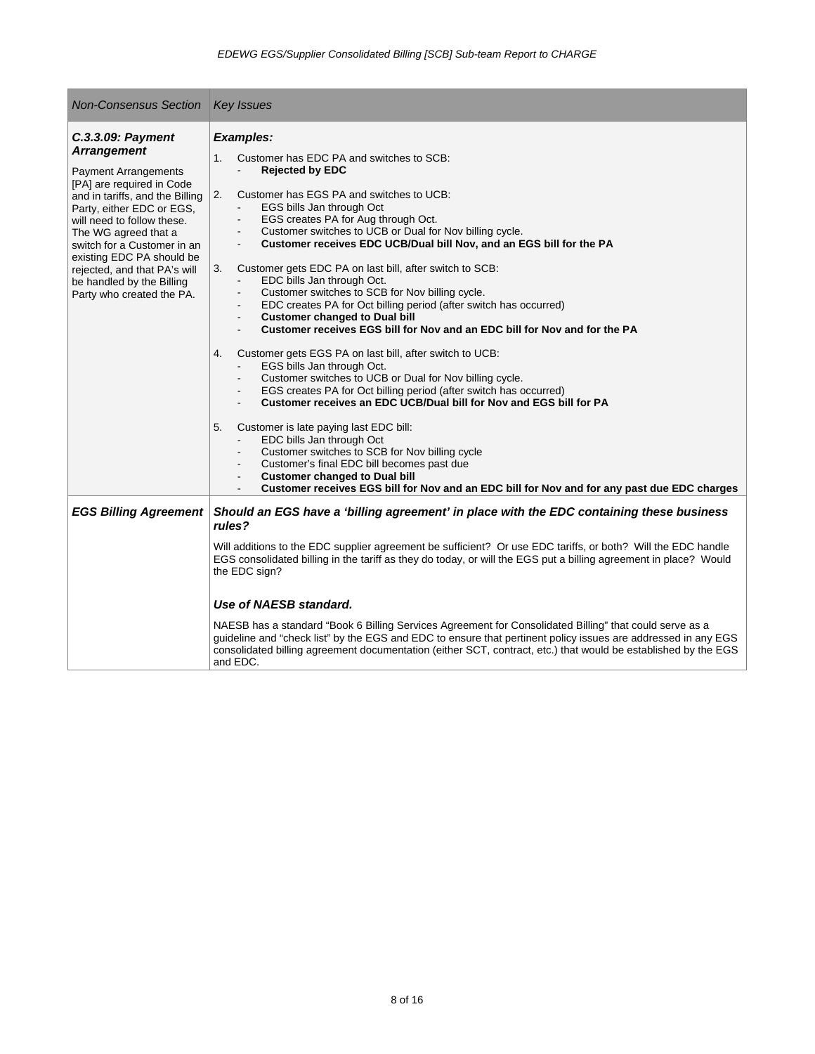| *Non-Consensus Section* | *Key Issues* |
|---|---|
| ***C.3.3.09: Payment Arrangement***<br><br>Payment Arrangements [PA] are required in Code and in tariffs, and the Billing Party, either EDC or EGS, will need to follow these. The WG agreed that a switch for a Customer in an existing EDC PA should be rejected, and that PA's will be handled by the Billing Party who created the PA. | ***Examples:***<br><br>1. Customer has EDC PA and switches to SCB:<br>- **Rejected by EDC**<br><br>2. Customer has EGS PA and switches to UCB:<br>- EGS bills Jan through Oct<br>- EGS creates PA for Aug through Oct.<br>- Customer switches to UCB or Dual for Nov billing cycle.<br>- **Customer receives EDC UCB/Dual bill Nov, and an EGS bill for the PA**<br><br>3. Customer gets EDC PA on last bill, after switch to SCB:<br>- EDC bills Jan through Oct.<br>- Customer switches to SCB for Nov billing cycle.<br>- EDC creates PA for Oct billing period (after switch has occurred)<br>- **Customer changed to Dual bill**<br>- **Customer receives EGS bill for Nov and an EDC bill for Nov and for the PA**<br><br>4. Customer gets EGS PA on last bill, after switch to UCB:<br>- EGS bills Jan through Oct.<br>- Customer switches to UCB or Dual for Nov billing cycle.<br>- EGS creates PA for Oct billing period (after switch has occurred)<br>- **Customer receives an EDC UCB/Dual bill for Nov and EGS bill for PA**<br><br>5. Customer is late paying last EDC bill:<br>- EDC bills Jan through Oct<br>- Customer switches to SCB for Nov billing cycle<br>- Customer's final EDC bill becomes past due<br>- **Customer changed to Dual bill**<br>- **Customer receives EGS bill for Nov and an EDC bill for Nov and for any past due EDC charges** |
| ***EGS Billing Agreement*** | ***Should an EGS have a 'billing agreement' in place with the EDC containing these business rules?***<br><br>Will additions to the EDC supplier agreement be sufficient? Or use EDC tariffs, or both? Will the EDC handle EGS consolidated billing in the tariff as they do today, or will the EGS put a billing agreement in place? Would the EDC sign?<br><br>***Use of NAESB standard.***<br><br>NAESB has a standard "Book 6 Billing Services Agreement for Consolidated Billing" that could serve as a guideline and "check list" by the EGS and EDC to ensure that pertinent policy issues are addressed in any EGS consolidated billing agreement documentation (either SCT, contract, etc.) that would be established by the EGS and EDC. |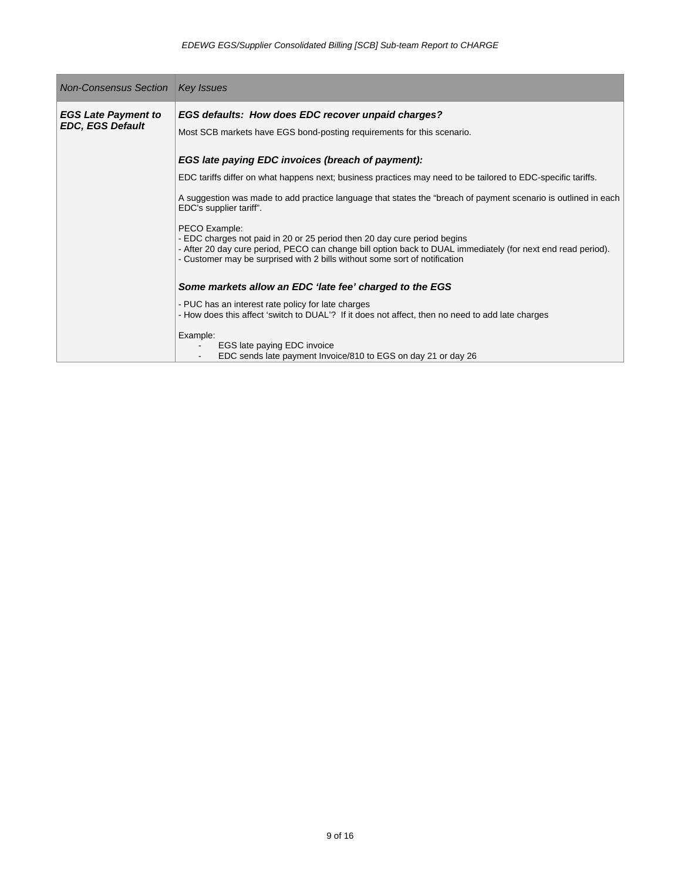| *Non-Consensus Section* | *Key Issues* |
| --- | --- |
| ***EGS Late Payment to EDC, EGS Default*** | ***EGS defaults: How does EDC recover unpaid charges?***<br><br>Most SCB markets have EGS bond-posting requirements for this scenario.<br><br>***EGS late paying EDC invoices (breach of payment):***<br><br>EDC tariffs differ on what happens next; business practices may need to be tailored to EDC-specific tariffs.<br><br>A suggestion was made to add practice language that states the "breach of payment scenario is outlined in each EDC's supplier tariff".<br><br>PECO Example:<br>- EDC charges not paid in 20 or 25 period then 20 day cure period begins<br>- After 20 day cure period, PECO can change bill option back to DUAL immediately (for next end read period).<br>- Customer may be surprised with 2 bills without some sort of notification<br><br>***Some markets allow an EDC 'late fee' charged to the EGS***<br><br>- PUC has an interest rate policy for late charges<br>- How does this affect 'switch to DUAL'? If it does not affect, then no need to add late charges<br><br>Example:<br>- EGS late paying EDC invoice<br>- EDC sends late payment Invoice/810 to EGS on day 21 or day 26 |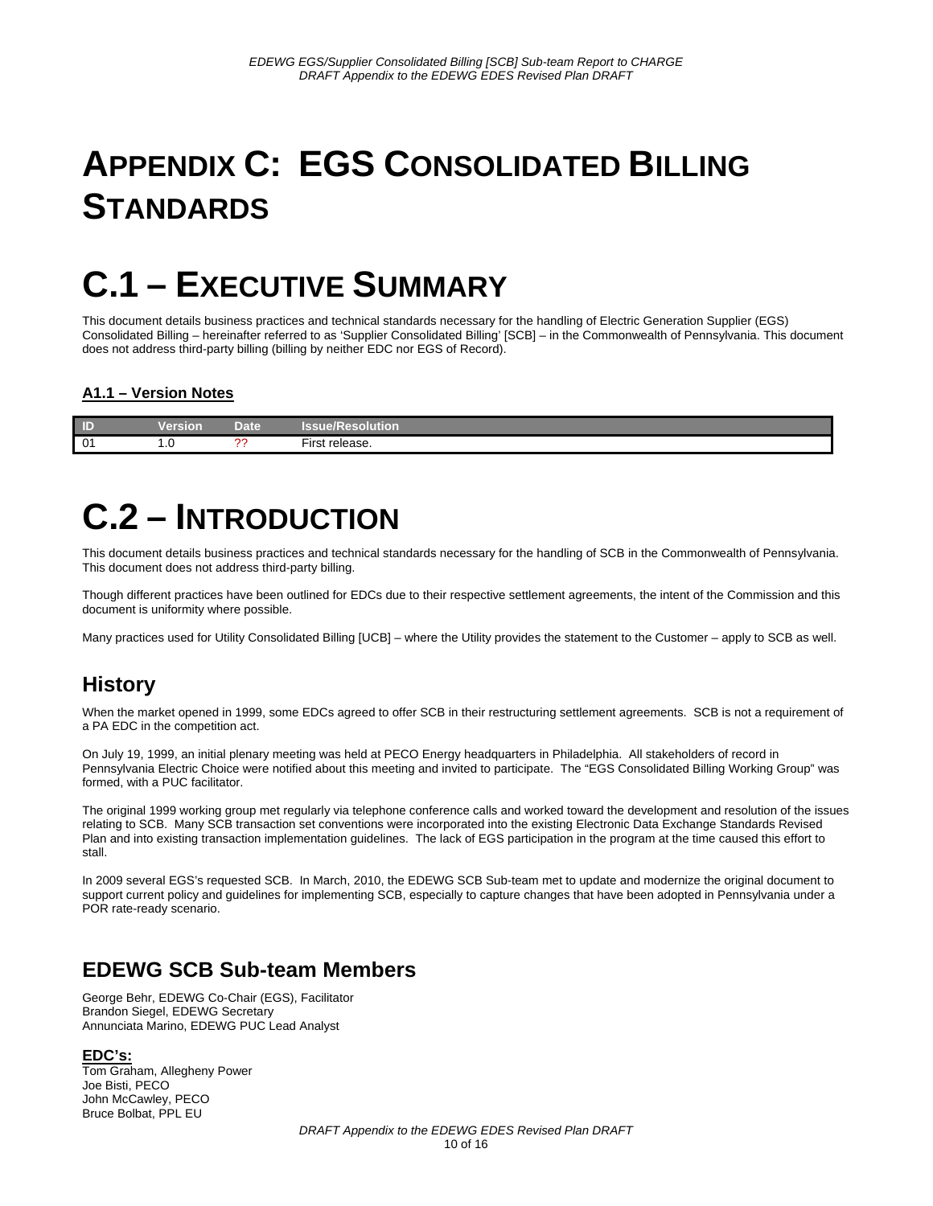# APPENDIX C: EGS CONSOLIDATED BILLING STANDARDS

# C.1 – EXECUTIVE SUMMARY

This document details business practices and technical standards necessary for the handling of Electric Generation Supplier (EGS) Consolidated Billing – hereinafter referred to as 'Supplier Consolidated Billing' [SCB] – in the Commonwealth of Pennsylvania. This document does not address third-party billing (billing by neither EDC nor EGS of Record).

### A1.1 – Version Notes

| ID | Version | Date | Issue/Resolution |
|---|---|---|---|
| 01 | 1.0 | ?? | First release. |

# C.2 – INTRODUCTION

This document details business practices and technical standards necessary for the handling of SCB in the Commonwealth of Pennsylvania. This document does not address third-party billing.

Though different practices have been outlined for EDCs due to their respective settlement agreements, the intent of the Commission and this document is uniformity where possible.

Many practices used for Utility Consolidated Billing [UCB] – where the Utility provides the statement to the Customer – apply to SCB as well.

## History

When the market opened in 1999, some EDCs agreed to offer SCB in their restructuring settlement agreements. SCB is not a requirement of a PA EDC in the competition act.

On July 19, 1999, an initial plenary meeting was held at PECO Energy headquarters in Philadelphia. All stakeholders of record in Pennsylvania Electric Choice were notified about this meeting and invited to participate. The "EGS Consolidated Billing Working Group" was formed, with a PUC facilitator.

The original 1999 working group met regularly via telephone conference calls and worked toward the development and resolution of the issues relating to SCB. Many SCB transaction set conventions were incorporated into the existing Electronic Data Exchange Standards Revised Plan and into existing transaction implementation guidelines. The lack of EGS participation in the program at the time caused this effort to stall.

In 2009 several EGS's requested SCB. In March, 2010, the EDEWG SCB Sub-team met to update and modernize the original document to support current policy and guidelines for implementing SCB, especially to capture changes that have been adopted in Pennsylvania under a POR rate-ready scenario.

## EDEWG SCB Sub-team Members

George Behr, EDEWG Co-Chair (EGS), Facilitator
Brandon Siegel, EDEWG Secretary
Annunciata Marino, EDEWG PUC Lead Analyst

**EDC's:**

Tom Graham, Allegheny Power
Joe Bisti, PECO
John McCawley, PECO
Bruce Bolbat, PPL EU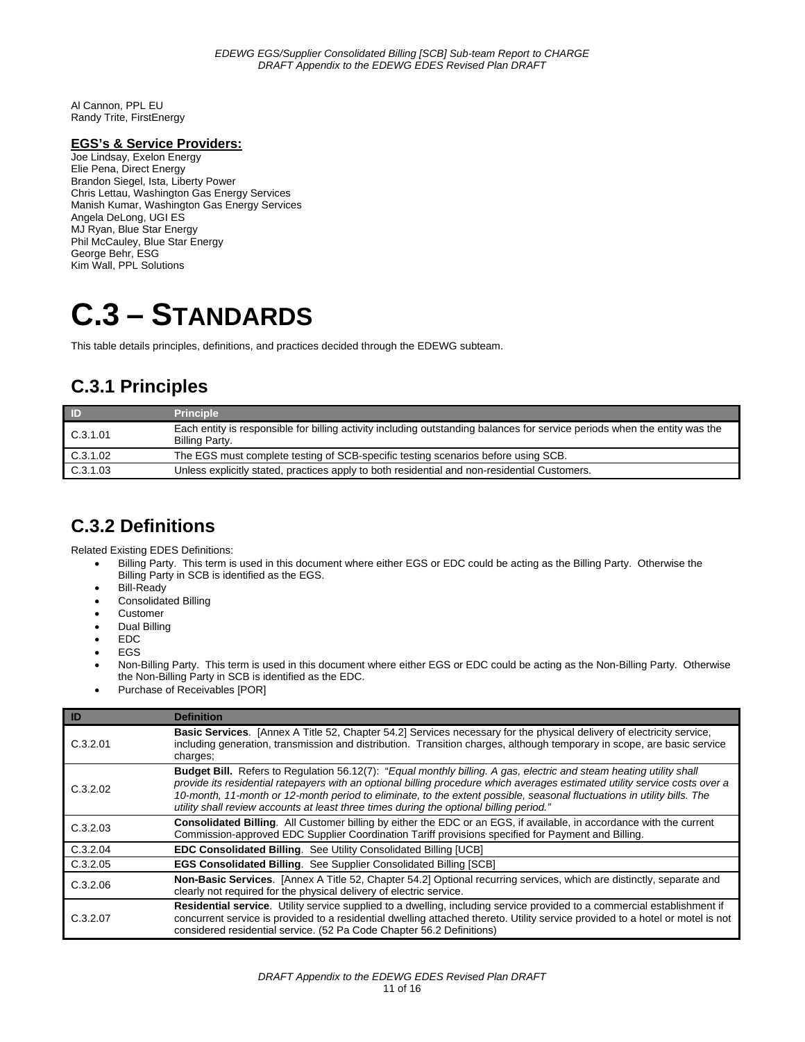Al Cannon, PPL EU
Randy Trite, FirstEnergy

**EGS's & Service Providers:**
Joe Lindsay, Exelon Energy
Elie Pena, Direct Energy
Brandon Siegel, Ista, Liberty Power
Chris Lettau, Washington Gas Energy Services
Manish Kumar, Washington Gas Energy Services
Angela DeLong, UGI ES
MJ Ryan, Blue Star Energy
Phil McCauley, Blue Star Energy
George Behr, ESG
Kim Wall, PPL Solutions

# C.3 – STANDARDS

This table details principles, definitions, and practices decided through the EDEWG subteam.

## C.3.1 Principles

| ID | Principle |
|---|---|
| C.3.1.01 | Each entity is responsible for billing activity including outstanding balances for service periods when the entity was the Billing Party. |
| C.3.1.02 | The EGS must complete testing of SCB-specific testing scenarios before using SCB. |
| C.3.1.03 | Unless explicitly stated, practices apply to both residential and non-residential Customers. |

## C.3.2 Definitions

Related Existing EDES Definitions:

- Billing Party. This term is used in this document where either EGS or EDC could be acting as the Billing Party. Otherwise the Billing Party in SCB is identified as the EGS.
- Bill-Ready
- Consolidated Billing
- Customer
- Dual Billing
- EDC
- EGS
- Non-Billing Party. This term is used in this document where either EGS or EDC could be acting as the Non-Billing Party. Otherwise the Non-Billing Party in SCB is identified as the EDC.
- Purchase of Receivables [POR]

| ID | Definition |
|---|---|
| C.3.2.01 | **Basic Services**. [Annex A Title 52, Chapter 54.2] Services necessary for the physical delivery of electricity service, including generation, transmission and distribution. Transition charges, although temporary in scope, are basic service charges; |
| C.3.2.02 | **Budget Bill.** Refers to Regulation 56.12(7): "*Equal monthly billing. A gas, electric and steam heating utility shall provide its residential ratepayers with an optional billing procedure which averages estimated utility service costs over a 10-month, 11-month or 12-month period to eliminate, to the extent possible, seasonal fluctuations in utility bills. The utility shall review accounts at least three times during the optional billing period.*" |
| C.3.2.03 | **Consolidated Billing**. All Customer billing by either the EDC or an EGS, if available, in accordance with the current Commission-approved EDC Supplier Coordination Tariff provisions specified for Payment and Billing. |
| C.3.2.04 | **EDC Consolidated Billing**. See Utility Consolidated Billing [UCB] |
| C.3.2.05 | **EGS Consolidated Billing**. See Supplier Consolidated Billing [SCB] |
| C.3.2.06 | **Non-Basic Services**. [Annex A Title 52, Chapter 54.2] Optional recurring services, which are distinctly, separate and clearly not required for the physical delivery of electric service. |
| C.3.2.07 | **Residential service**. Utility service supplied to a dwelling, including service provided to a commercial establishment if concurrent service is provided to a residential dwelling attached thereto. Utility service provided to a hotel or motel is not considered residential service. (52 Pa Code Chapter 56.2 Definitions) |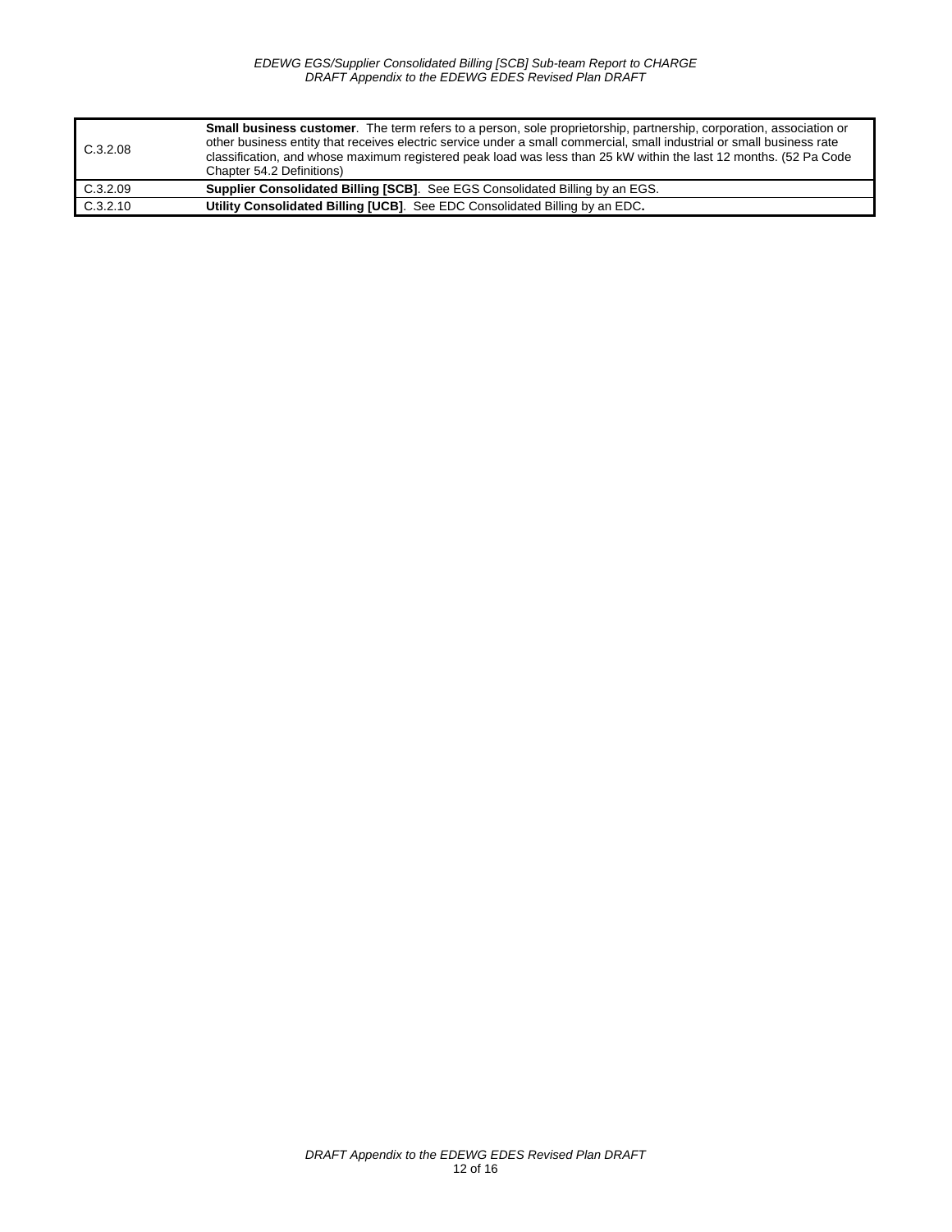| | |
|---|---|
| C.3.2.08 | **Small business customer**. The term refers to a person, sole proprietorship, partnership, corporation, association or other business entity that receives electric service under a small commercial, small industrial or small business rate classification, and whose maximum registered peak load was less than 25 kW within the last 12 months. (52 Pa Code Chapter 54.2 Definitions) |
| C.3.2.09 | **Supplier Consolidated Billing [SCB]**. See EGS Consolidated Billing by an EGS. |
| C.3.2.10 | **Utility Consolidated Billing [UCB]**. See EDC Consolidated Billing by an EDC**.** |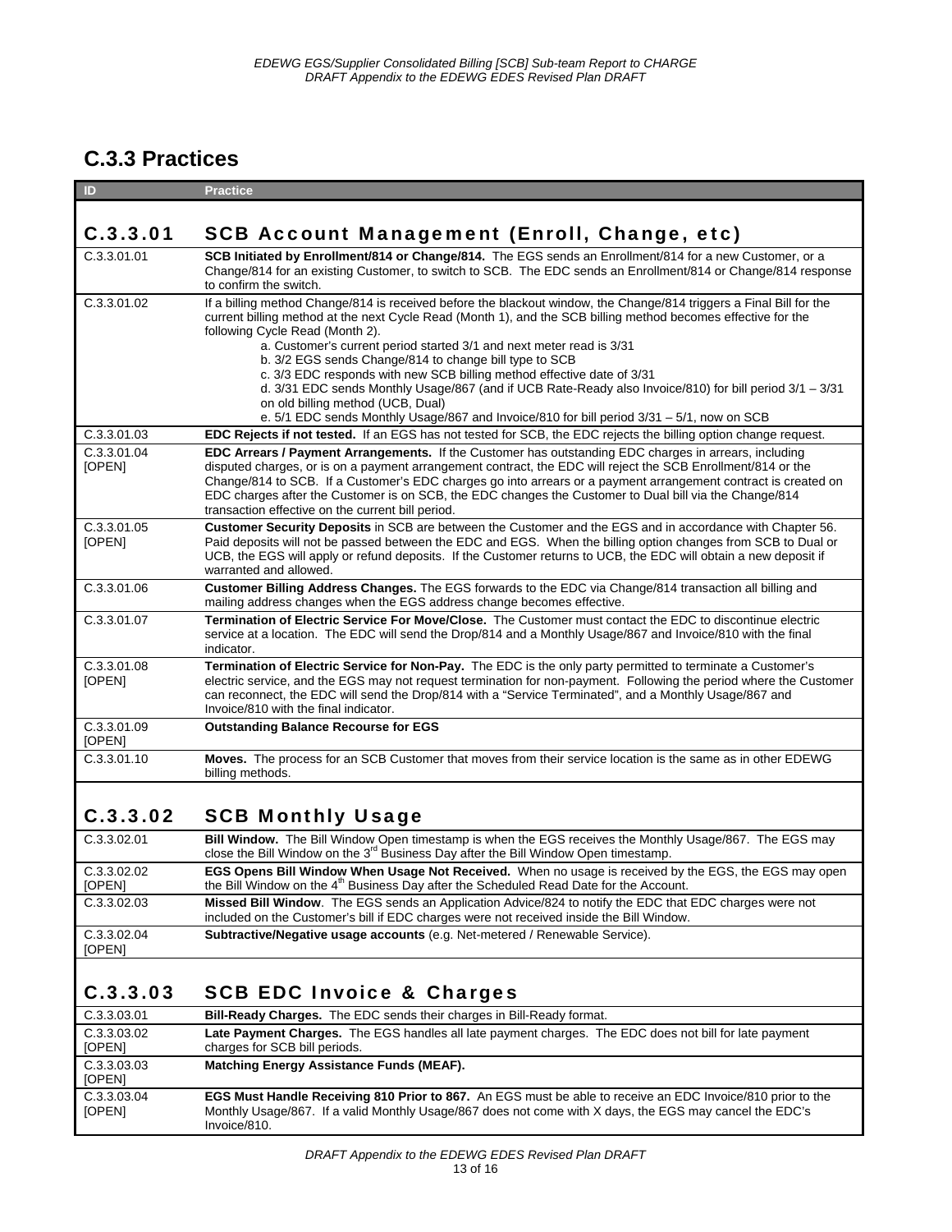## C.3.3 Practices

| ID | Practice |
|---|---|
| **C.3.3.01** | **SCB Account Management (Enroll, Change, etc)** |
| C.3.3.01.01 | **SCB Initiated by Enrollment/814 or Change/814.** The EGS sends an Enrollment/814 for a new Customer, or a Change/814 for an existing Customer, to switch to SCB. The EDC sends an Enrollment/814 or Change/814 response to confirm the switch. |
| C.3.3.01.02 | If a billing method Change/814 is received before the blackout window, the Change/814 triggers a Final Bill for the current billing method at the next Cycle Read (Month 1), and the SCB billing method becomes effective for the following Cycle Read (Month 2).<br>a. Customer's current period started 3/1 and next meter read is 3/31<br>b. 3/2 EGS sends Change/814 to change bill type to SCB<br>c. 3/3 EDC responds with new SCB billing method effective date of 3/31<br>d. 3/31 EDC sends Monthly Usage/867 (and if UCB Rate-Ready also Invoice/810) for bill period 3/1 – 3/31 on old billing method (UCB, Dual)<br>e. 5/1 EDC sends Monthly Usage/867 and Invoice/810 for bill period 3/31 – 5/1, now on SCB |
| C.3.3.01.03 | **EDC Rejects if not tested.** If an EGS has not tested for SCB, the EDC rejects the billing option change request. |
| C.3.3.01.04 [OPEN] | **EDC Arrears / Payment Arrangements.** If the Customer has outstanding EDC charges in arrears, including disputed charges, or is on a payment arrangement contract, the EDC will reject the SCB Enrollment/814 or the Change/814 to SCB. If a Customer's EDC charges go into arrears or a payment arrangement contract is created on EDC charges after the Customer is on SCB, the EDC changes the Customer to Dual bill via the Change/814 transaction effective on the current bill period. |
| C.3.3.01.05 [OPEN] | **Customer Security Deposits** in SCB are between the Customer and the EGS and in accordance with Chapter 56. Paid deposits will not be passed between the EDC and EGS. When the billing option changes from SCB to Dual or UCB, the EGS will apply or refund deposits. If the Customer returns to UCB, the EDC will obtain a new deposit if warranted and allowed. |
| C.3.3.01.06 | **Customer Billing Address Changes.** The EGS forwards to the EDC via Change/814 transaction all billing and mailing address changes when the EGS address change becomes effective. |
| C.3.3.01.07 | **Termination of Electric Service For Move/Close.** The Customer must contact the EDC to discontinue electric service at a location. The EDC will send the Drop/814 and a Monthly Usage/867 and Invoice/810 with the final indicator. |
| C.3.3.01.08 [OPEN] | **Termination of Electric Service for Non-Pay.** The EDC is the only party permitted to terminate a Customer's electric service, and the EGS may not request termination for non-payment. Following the period where the Customer can reconnect, the EDC will send the Drop/814 with a "Service Terminated", and a Monthly Usage/867 and Invoice/810 with the final indicator. |
| C.3.3.01.09 [OPEN] | **Outstanding Balance Recourse for EGS** |
| C.3.3.01.10 | **Moves.** The process for an SCB Customer that moves from their service location is the same as in other EDEWG billing methods. |
| **C.3.3.02** | **SCB Monthly Usage** |
| C.3.3.02.01 | **Bill Window.** The Bill Window Open timestamp is when the EGS receives the Monthly Usage/867. The EGS may close the Bill Window on the 3rd Business Day after the Bill Window Open timestamp. |
| C.3.3.02.02 [OPEN] | **EGS Opens Bill Window When Usage Not Received.** When no usage is received by the EGS, the EGS may open the Bill Window on the 4th Business Day after the Scheduled Read Date for the Account. |
| C.3.3.02.03 | **Missed Bill Window**. The EGS sends an Application Advice/824 to notify the EDC that EDC charges were not included on the Customer's bill if EDC charges were not received inside the Bill Window. |
| C.3.3.02.04 [OPEN] | **Subtractive/Negative usage accounts** (e.g. Net-metered / Renewable Service). |
| **C.3.3.03** | **SCB EDC Invoice & Charges** |
| C.3.3.03.01 | **Bill-Ready Charges.** The EDC sends their charges in Bill-Ready format. |
| C.3.3.03.02 [OPEN] | **Late Payment Charges.** The EGS handles all late payment charges. The EDC does not bill for late payment charges for SCB bill periods. |
| C.3.3.03.03 [OPEN] | **Matching Energy Assistance Funds (MEAF).** |
| C.3.3.03.04 [OPEN] | **EGS Must Handle Receiving 810 Prior to 867.** An EGS must be able to receive an EDC Invoice/810 prior to the Monthly Usage/867. If a valid Monthly Usage/867 does not come with X days, the EGS may cancel the EDC's Invoice/810. |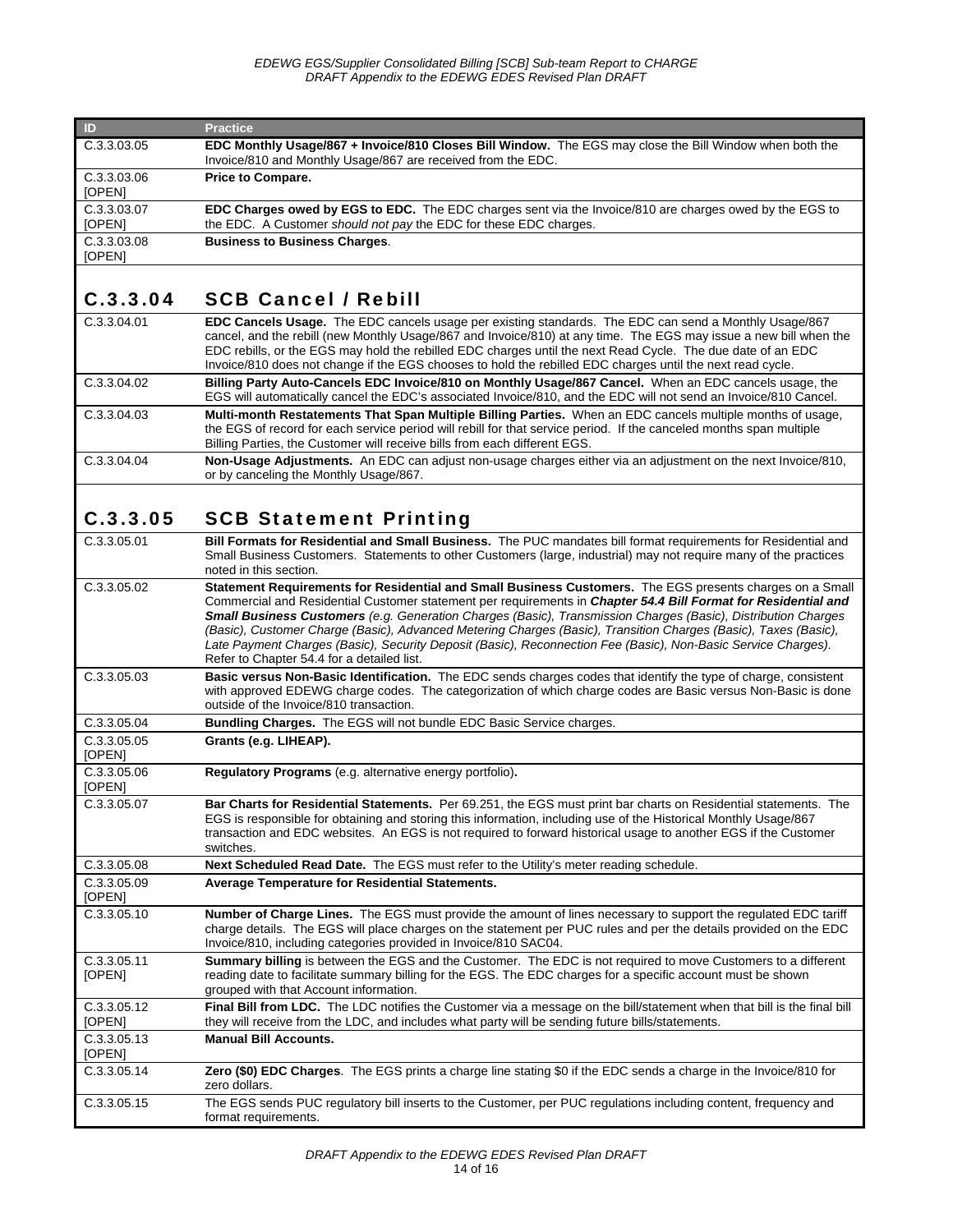| ID | Practice |
|---|---|
| C.3.3.03.05 | **EDC Monthly Usage/867 + Invoice/810 Closes Bill Window.** The EGS may close the Bill Window when both the Invoice/810 and Monthly Usage/867 are received from the EDC. |
| C.3.3.03.06 [OPEN] | **Price to Compare.** |
| C.3.3.03.07 [OPEN] | **EDC Charges owed by EGS to EDC.** The EDC charges sent via the Invoice/810 are charges owed by the EGS to the EDC. A Customer *should not pay* the EDC for these EDC charges. |
| C.3.3.03.08 [OPEN] | **Business to Business Charges**. |

## C.3.3.04 SCB Cancel / Rebill

| ID | Practice |
|---|---|
| C.3.3.04.01 | **EDC Cancels Usage.** The EDC cancels usage per existing standards. The EDC can send a Monthly Usage/867 cancel, and the rebill (new Monthly Usage/867 and Invoice/810) at any time. The EGS may issue a new bill when the EDC rebills, or the EGS may hold the rebilled EDC charges until the next Read Cycle. The due date of an EDC Invoice/810 does not change if the EGS chooses to hold the rebilled EDC charges until the next read cycle. |
| C.3.3.04.02 | **Billing Party Auto-Cancels EDC Invoice/810 on Monthly Usage/867 Cancel.** When an EDC cancels usage, the EGS will automatically cancel the EDC's associated Invoice/810, and the EDC will not send an Invoice/810 Cancel. |
| C.3.3.04.03 | **Multi-month Restatements That Span Multiple Billing Parties.** When an EDC cancels multiple months of usage, the EGS of record for each service period will rebill for that service period. If the canceled months span multiple Billing Parties, the Customer will receive bills from each different EGS. |
| C.3.3.04.04 | **Non-Usage Adjustments.** An EDC can adjust non-usage charges either via an adjustment on the next Invoice/810, or by canceling the Monthly Usage/867. |

## C.3.3.05 SCB Statement Printing

| ID | Practice |
|---|---|
| C.3.3.05.01 | **Bill Formats for Residential and Small Business.** The PUC mandates bill format requirements for Residential and Small Business Customers. Statements to other Customers (large, industrial) may not require many of the practices noted in this section. |
| C.3.3.05.02 | **Statement Requirements for Residential and Small Business Customers.** The EGS presents charges on a Small Commercial and Residential Customer statement per requirements in ***Chapter 54.4 Bill Format for Residential and Small Business Customers*** *(e.g. Generation Charges (Basic), Transmission Charges (Basic), Distribution Charges (Basic), Customer Charge (Basic), Advanced Metering Charges (Basic), Transition Charges (Basic), Taxes (Basic), Late Payment Charges (Basic), Security Deposit (Basic), Reconnection Fee (Basic), Non-Basic Service Charges).* Refer to Chapter 54.4 for a detailed list. |
| C.3.3.05.03 | **Basic versus Non-Basic Identification.** The EDC sends charges codes that identify the type of charge, consistent with approved EDEWG charge codes. The categorization of which charge codes are Basic versus Non-Basic is done outside of the Invoice/810 transaction. |
| C.3.3.05.04 | **Bundling Charges.** The EGS will not bundle EDC Basic Service charges. |
| C.3.3.05.05 [OPEN] | **Grants (e.g. LIHEAP).** |
| C.3.3.05.06 [OPEN] | **Regulatory Programs** (e.g. alternative energy portfolio)**.** |
| C.3.3.05.07 | **Bar Charts for Residential Statements.** Per 69.251, the EGS must print bar charts on Residential statements. The EGS is responsible for obtaining and storing this information, including use of the Historical Monthly Usage/867 transaction and EDC websites. An EGS is not required to forward historical usage to another EGS if the Customer switches. |
| C.3.3.05.08 | **Next Scheduled Read Date.** The EGS must refer to the Utility's meter reading schedule. |
| C.3.3.05.09 [OPEN] | **Average Temperature for Residential Statements.** |
| C.3.3.05.10 | **Number of Charge Lines.** The EGS must provide the amount of lines necessary to support the regulated EDC tariff charge details. The EGS will place charges on the statement per PUC rules and per the details provided on the EDC Invoice/810, including categories provided in Invoice/810 SAC04. |
| C.3.3.05.11 [OPEN] | **Summary billing** is between the EGS and the Customer. The EDC is not required to move Customers to a different reading date to facilitate summary billing for the EGS. The EDC charges for a specific account must be shown grouped with that Account information. |
| C.3.3.05.12 [OPEN] | **Final Bill from LDC.** The LDC notifies the Customer via a message on the bill/statement when that bill is the final bill they will receive from the LDC, and includes what party will be sending future bills/statements. |
| C.3.3.05.13 [OPEN] | **Manual Bill Accounts.** |
| C.3.3.05.14 | **Zero ($0) EDC Charges**. The EGS prints a charge line stating $0 if the EDC sends a charge in the Invoice/810 for zero dollars. |
| C.3.3.05.15 | The EGS sends PUC regulatory bill inserts to the Customer, per PUC regulations including content, frequency and format requirements. |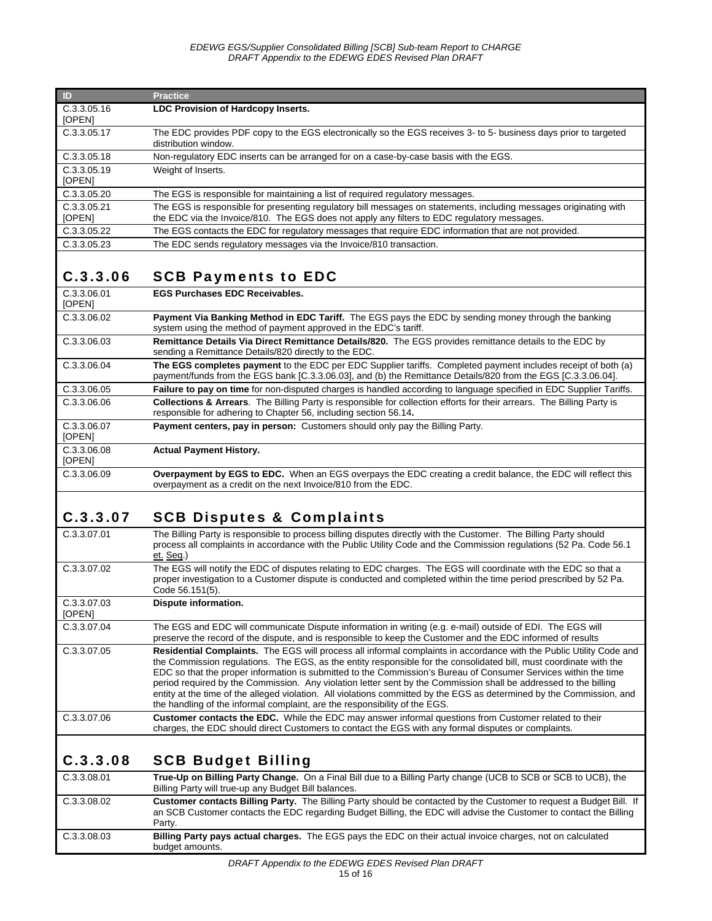| ID | Practice |
|---|---|
| C.3.3.05.16 [OPEN] | **LDC Provision of Hardcopy Inserts.** |
| C.3.3.05.17 | The EDC provides PDF copy to the EGS electronically so the EGS receives 3- to 5- business days prior to targeted distribution window. |
| C.3.3.05.18 | Non-regulatory EDC inserts can be arranged for on a case-by-case basis with the EGS. |
| C.3.3.05.19 [OPEN] | Weight of Inserts. |
| C.3.3.05.20 | The EGS is responsible for maintaining a list of required regulatory messages. |
| C.3.3.05.21 [OPEN] | The EGS is responsible for presenting regulatory bill messages on statements, including messages originating with the EDC via the Invoice/810. The EGS does not apply any filters to EDC regulatory messages. |
| C.3.3.05.22 | The EGS contacts the EDC for regulatory messages that require EDC information that are not provided. |
| C.3.3.05.23 | The EDC sends regulatory messages via the Invoice/810 transaction. |

## C.3.3.06 SCB Payments to EDC

| ID | Practice |
|---|---|
| C.3.3.06.01 [OPEN] | **EGS Purchases EDC Receivables.** |
| C.3.3.06.02 | **Payment Via Banking Method in EDC Tariff.** The EGS pays the EDC by sending money through the banking system using the method of payment approved in the EDC's tariff. |
| C.3.3.06.03 | **Remittance Details Via Direct Remittance Details/820.** The EGS provides remittance details to the EDC by sending a Remittance Details/820 directly to the EDC. |
| C.3.3.06.04 | **The EGS completes payment** to the EDC per EDC Supplier tariffs. Completed payment includes receipt of both (a) payment/funds from the EGS bank [C.3.3.06.03], and (b) the Remittance Details/820 from the EGS [C.3.3.06.04]. |
| C.3.3.06.05 | **Failure to pay on time** for non-disputed charges is handled according to language specified in EDC Supplier Tariffs. |
| C.3.3.06.06 | **Collections & Arrears**. The Billing Party is responsible for collection efforts for their arrears. The Billing Party is responsible for adhering to Chapter 56, including section 56.14**.** |
| C.3.3.06.07 [OPEN] | **Payment centers, pay in person:** Customers should only pay the Billing Party. |
| C.3.3.06.08 [OPEN] | **Actual Payment History.** |
| C.3.3.06.09 | **Overpayment by EGS to EDC.** When an EGS overpays the EDC creating a credit balance, the EDC will reflect this overpayment as a credit on the next Invoice/810 from the EDC. |

## C.3.3.07 SCB Disputes & Complaints

| ID | Practice |
|---|---|
| C.3.3.07.01 | The Billing Party is responsible to process billing disputes directly with the Customer. The Billing Party should process all complaints in accordance with the Public Utility Code and the Commission regulations (52 Pa. Code 56.1 et. Seq.) |
| C.3.3.07.02 | The EGS will notify the EDC of disputes relating to EDC charges. The EGS will coordinate with the EDC so that a proper investigation to a Customer dispute is conducted and completed within the time period prescribed by 52 Pa. Code 56.151(5). |
| C.3.3.07.03 [OPEN] | **Dispute information.** |
| C.3.3.07.04 | The EGS and EDC will communicate Dispute information in writing (e.g. e-mail) outside of EDI. The EGS will preserve the record of the dispute, and is responsible to keep the Customer and the EDC informed of results |
| C.3.3.07.05 | **Residential Complaints.** The EGS will process all informal complaints in accordance with the Public Utility Code and the Commission regulations. The EGS, as the entity responsible for the consolidated bill, must coordinate with the EDC so that the proper information is submitted to the Commission's Bureau of Consumer Services within the time period required by the Commission. Any violation letter sent by the Commission shall be addressed to the billing entity at the time of the alleged violation. All violations committed by the EGS as determined by the Commission, and the handling of the informal complaint, are the responsibility of the EGS. |
| C.3.3.07.06 | **Customer contacts the EDC.** While the EDC may answer informal questions from Customer related to their charges, the EDC should direct Customers to contact the EGS with any formal disputes or complaints. |

## C.3.3.08 SCB Budget Billing

| ID | Practice |
|---|---|
| C.3.3.08.01 | **True-Up on Billing Party Change.** On a Final Bill due to a Billing Party change (UCB to SCB or SCB to UCB), the Billing Party will true-up any Budget Bill balances. |
| C.3.3.08.02 | **Customer contacts Billing Party.** The Billing Party should be contacted by the Customer to request a Budget Bill. If an SCB Customer contacts the EDC regarding Budget Billing, the EDC will advise the Customer to contact the Billing Party. |
| C.3.3.08.03 | **Billing Party pays actual charges.** The EGS pays the EDC on their actual invoice charges, not on calculated budget amounts. |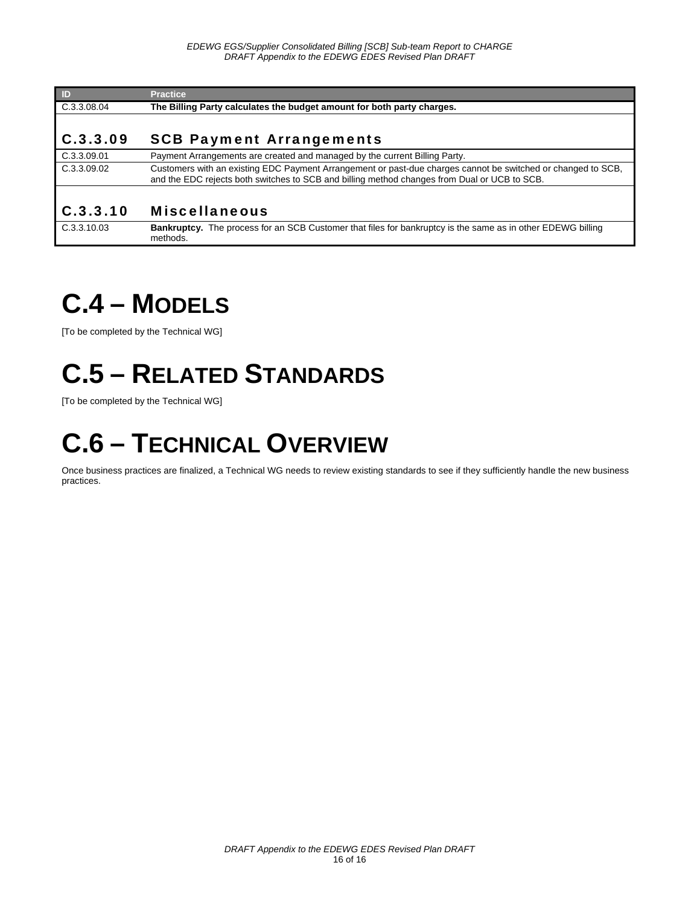| ID | Practice |
|---|---|
| C.3.3.08.04 | **The Billing Party calculates the budget amount for both party charges.** |

### C.3.3.09 SCB Payment Arrangements

| | |
|---|---|
| C.3.3.09.01 | Payment Arrangements are created and managed by the current Billing Party. |
| C.3.3.09.02 | Customers with an existing EDC Payment Arrangement or past-due charges cannot be switched or changed to SCB, and the EDC rejects both switches to SCB and billing method changes from Dual or UCB to SCB. |

### C.3.3.10 Miscellaneous

| | |
|---|---|
| C.3.3.10.03 | **Bankruptcy.** The process for an SCB Customer that files for bankruptcy is the same as in other EDEWG billing methods. |

# C.4 – MODELS

[To be completed by the Technical WG]

# C.5 – RELATED STANDARDS

[To be completed by the Technical WG]

# C.6 – TECHNICAL OVERVIEW

Once business practices are finalized, a Technical WG needs to review existing standards to see if they sufficiently handle the new business practices.